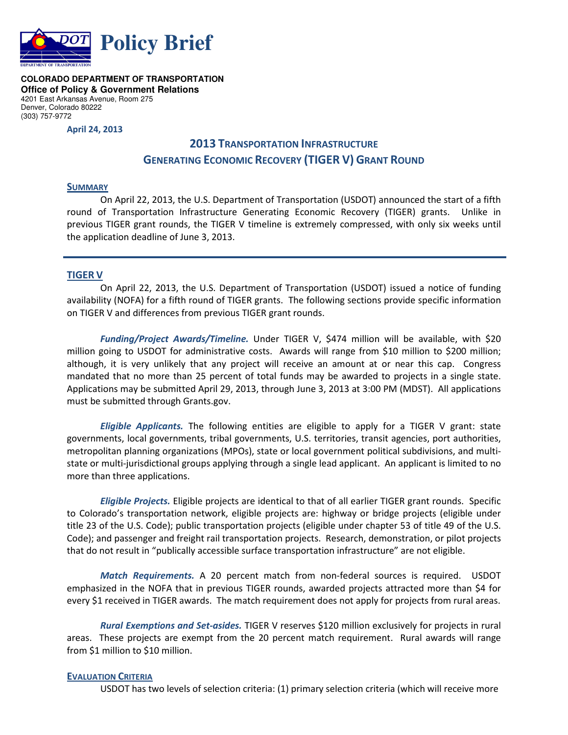# Policy Brief

**COLORADO DEPARTMENT OF TRANSPORTATION**
**Office of Policy & Government Relations**
4201 East Arkansas Avenue, Room 275
Denver, Colorado 80222
(303) 757-9772

**April 24, 2013**

## 2013 TRANSPORTATION INFRASTRUCTURE GENERATING ECONOMIC RECOVERY (TIGER V) GRANT ROUND

### SUMMARY

On April 22, 2013, the U.S. Department of Transportation (USDOT) announced the start of a fifth round of Transportation Infrastructure Generating Economic Recovery (TIGER) grants. Unlike in previous TIGER grant rounds, the TIGER V timeline is extremely compressed, with only six weeks until the application deadline of June 3, 2013.

---

### TIGER V

On April 22, 2013, the U.S. Department of Transportation (USDOT) issued a notice of funding availability (NOFA) for a fifth round of TIGER grants. The following sections provide specific information on TIGER V and differences from previous TIGER grant rounds.

***Funding/Project Awards/Timeline.*** Under TIGER V, $474 million will be available, with $20 million going to USDOT for administrative costs. Awards will range from $10 million to $200 million; although, it is very unlikely that any project will receive an amount at or near this cap. Congress mandated that no more than 25 percent of total funds may be awarded to projects in a single state. Applications may be submitted April 29, 2013, through June 3, 2013 at 3:00 PM (MDST). All applications must be submitted through Grants.gov.

***Eligible Applicants.*** The following entities are eligible to apply for a TIGER V grant: state governments, local governments, tribal governments, U.S. territories, transit agencies, port authorities, metropolitan planning organizations (MPOs), state or local government political subdivisions, and multi-state or multi-jurisdictional groups applying through a single lead applicant. An applicant is limited to no more than three applications.

***Eligible Projects.*** Eligible projects are identical to that of all earlier TIGER grant rounds. Specific to Colorado's transportation network, eligible projects are: highway or bridge projects (eligible under title 23 of the U.S. Code); public transportation projects (eligible under chapter 53 of title 49 of the U.S. Code); and passenger and freight rail transportation projects. Research, demonstration, or pilot projects that do not result in "publically accessible surface transportation infrastructure" are not eligible.

***Match Requirements.*** A 20 percent match from non-federal sources is required. USDOT emphasized in the NOFA that in previous TIGER rounds, awarded projects attracted more than $4 for every $1 received in TIGER awards. The match requirement does not apply for projects from rural areas.

***Rural Exemptions and Set-asides.*** TIGER V reserves $120 million exclusively for projects in rural areas. These projects are exempt from the 20 percent match requirement. Rural awards will range from $1 million to $10 million.

### EVALUATION CRITERIA

USDOT has two levels of selection criteria: (1) primary selection criteria (which will receive more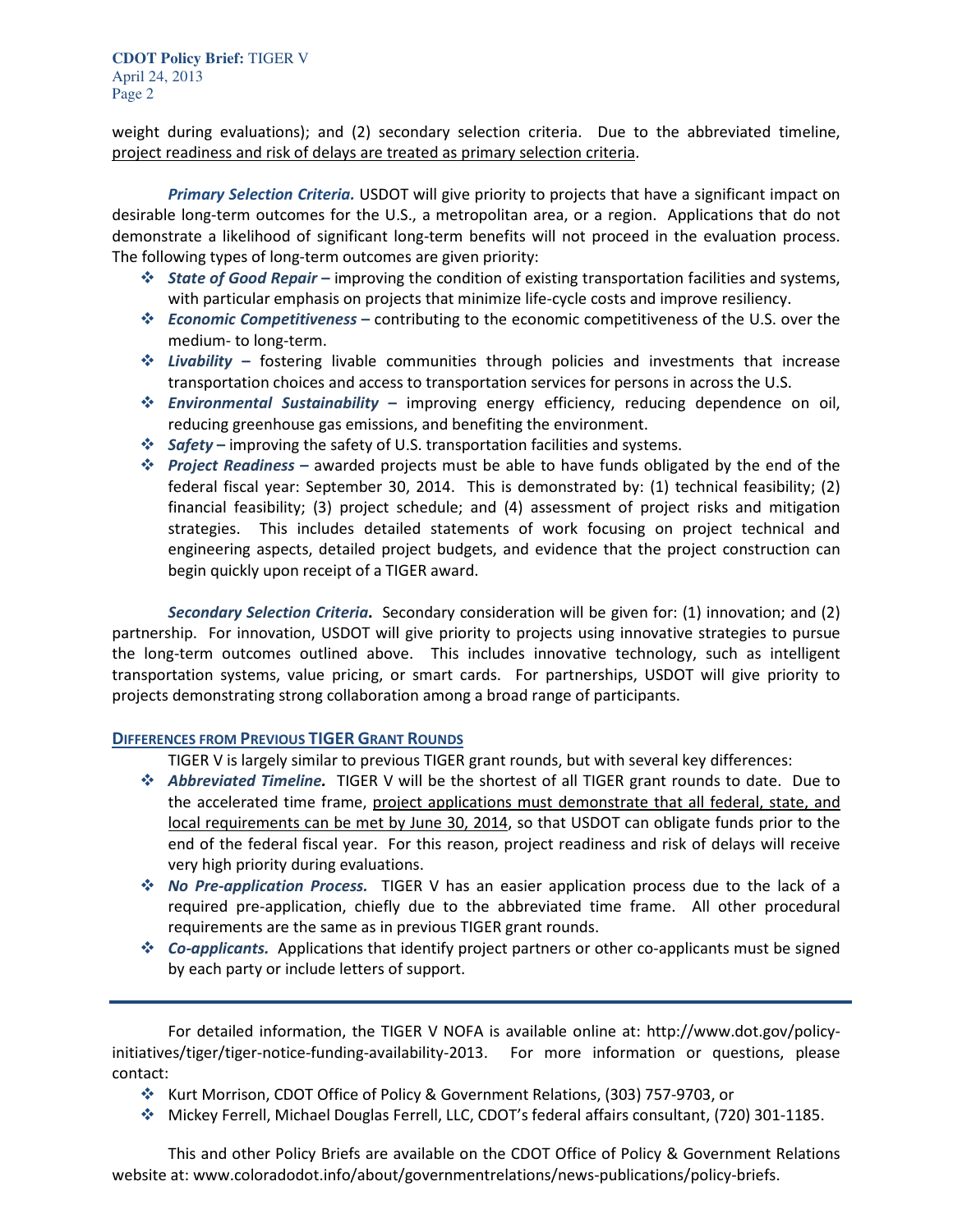weight during evaluations); and (2) secondary selection criteria. Due to the abbreviated timeline, project readiness and risk of delays are treated as primary selection criteria.

***Primary Selection Criteria.*** USDOT will give priority to projects that have a significant impact on desirable long-term outcomes for the U.S., a metropolitan area, or a region. Applications that do not demonstrate a likelihood of significant long-term benefits will not proceed in the evaluation process. The following types of long-term outcomes are given priority:

- ***State of Good Repair –*** improving the condition of existing transportation facilities and systems, with particular emphasis on projects that minimize life-cycle costs and improve resiliency.
- ***Economic Competitiveness –*** contributing to the economic competitiveness of the U.S. over the medium- to long-term.
- ***Livability –*** fostering livable communities through policies and investments that increase transportation choices and access to transportation services for persons in across the U.S.
- ***Environmental Sustainability –*** improving energy efficiency, reducing dependence on oil, reducing greenhouse gas emissions, and benefiting the environment.
- ***Safety –*** improving the safety of U.S. transportation facilities and systems.
- ***Project Readiness –*** awarded projects must be able to have funds obligated by the end of the federal fiscal year: September 30, 2014. This is demonstrated by: (1) technical feasibility; (2) financial feasibility; (3) project schedule; and (4) assessment of project risks and mitigation strategies. This includes detailed statements of work focusing on project technical and engineering aspects, detailed project budgets, and evidence that the project construction can begin quickly upon receipt of a TIGER award.

***Secondary Selection Criteria.*** Secondary consideration will be given for: (1) innovation; and (2) partnership. For innovation, USDOT will give priority to projects using innovative strategies to pursue the long-term outcomes outlined above. This includes innovative technology, such as intelligent transportation systems, value pricing, or smart cards. For partnerships, USDOT will give priority to projects demonstrating strong collaboration among a broad range of participants.

## DIFFERENCES FROM PREVIOUS TIGER GRANT ROUNDS

TIGER V is largely similar to previous TIGER grant rounds, but with several key differences:

- ***Abbreviated Timeline.*** TIGER V will be the shortest of all TIGER grant rounds to date. Due to the accelerated time frame, project applications must demonstrate that all federal, state, and local requirements can be met by June 30, 2014, so that USDOT can obligate funds prior to the end of the federal fiscal year. For this reason, project readiness and risk of delays will receive very high priority during evaluations.
- ***No Pre-application Process.*** TIGER V has an easier application process due to the lack of a required pre-application, chiefly due to the abbreviated time frame. All other procedural requirements are the same as in previous TIGER grant rounds.
- ***Co-applicants.*** Applications that identify project partners or other co-applicants must be signed by each party or include letters of support.

---

For detailed information, the TIGER V NOFA is available online at: http://www.dot.gov/policy-initiatives/tiger/tiger-notice-funding-availability-2013. For more information or questions, please contact:

- Kurt Morrison, CDOT Office of Policy & Government Relations, (303) 757-9703, or
- Mickey Ferrell, Michael Douglas Ferrell, LLC, CDOT's federal affairs consultant, (720) 301-1185.

This and other Policy Briefs are available on the CDOT Office of Policy & Government Relations website at: www.coloradodot.info/about/governmentrelations/news-publications/policy-briefs.